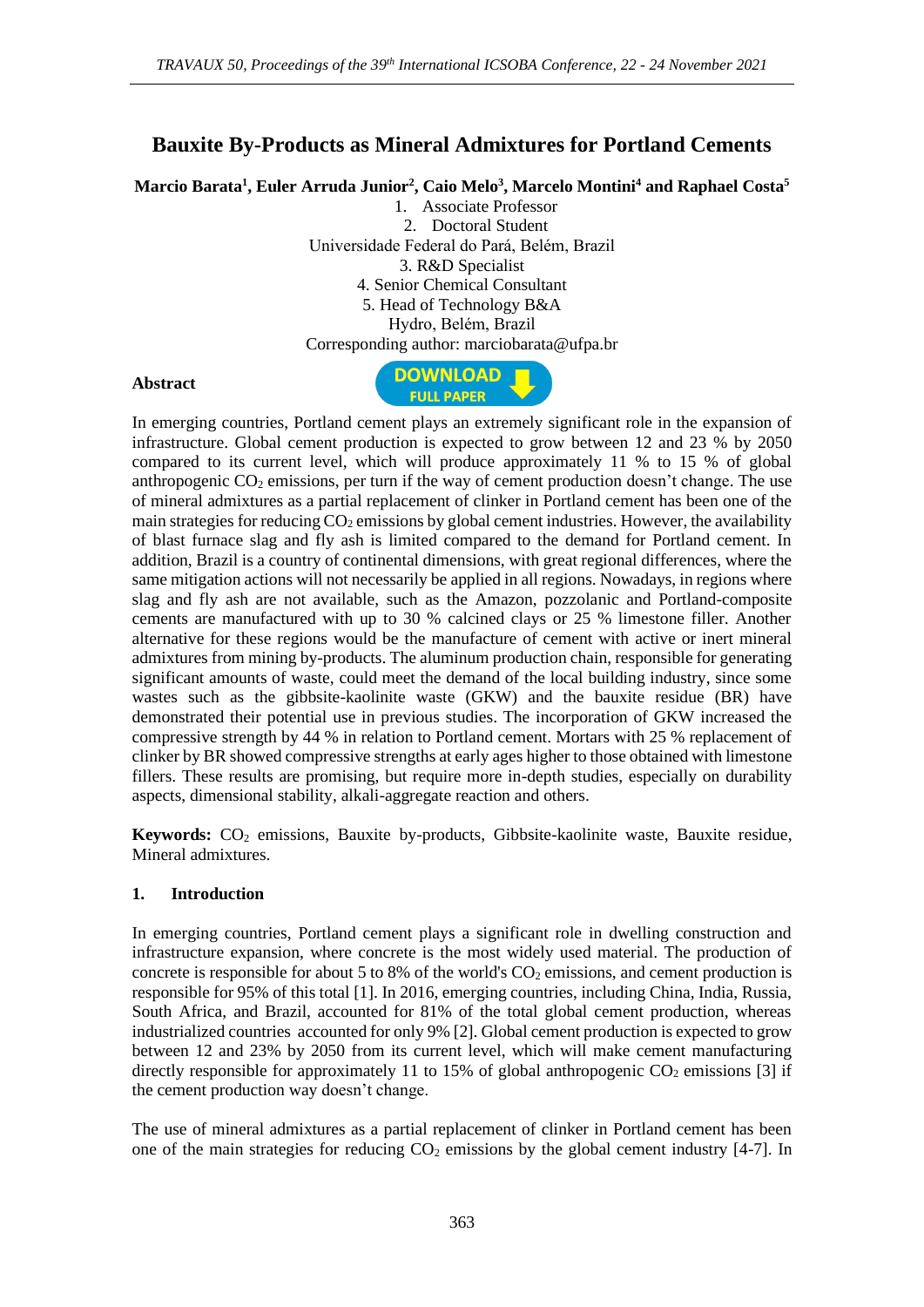# Bauxite By-Products as Mineral Admixtures for Portland Cements

**Marcio Barata[1], Euler Arruda Junior[2], Caio Melo[3], Marcelo Montini[4] and Raphael Costa[5]**

1. Associate Professor
2. Doctoral Student

Universidade Federal do Pará, Belém, Brazil

3. R&D Specialist
4. Senior Chemical Consultant
5. Head of Technology B&A

Hydro, Belém, Brazil

Corresponding author: marciobarata@ufpa.br

## Abstract

In emerging countries, Portland cement plays an extremely significant role in the expansion of infrastructure. Global cement production is expected to grow between 12 and 23 % by 2050 compared to its current level, which will produce approximately 11 % to 15 % of global anthropogenic $CO_2$ emissions, per turn if the way of cement production doesn't change. The use of mineral admixtures as a partial replacement of clinker in Portland cement has been one of the main strategies for reducing $CO_2$ emissions by global cement industries. However, the availability of blast furnace slag and fly ash is limited compared to the demand for Portland cement. In addition, Brazil is a country of continental dimensions, with great regional differences, where the same mitigation actions will not necessarily be applied in all regions. Nowadays, in regions where slag and fly ash are not available, such as the Amazon, pozzolanic and Portland-composite cements are manufactured with up to 30 % calcined clays or 25 % limestone filler. Another alternative for these regions would be the manufacture of cement with active or inert mineral admixtures from mining by-products. The aluminum production chain, responsible for generating significant amounts of waste, could meet the demand of the local building industry, since some wastes such as the gibbsite-kaolinite waste (GKW) and the bauxite residue (BR) have demonstrated their potential use in previous studies. The incorporation of GKW increased the compressive strength by 44 % in relation to Portland cement. Mortars with 25 % replacement of clinker by BR showed compressive strengths at early ages higher to those obtained with limestone fillers. These results are promising, but require more in-depth studies, especially on durability aspects, dimensional stability, alkali-aggregate reaction and others.

**Keywords:** $CO_2$ emissions, Bauxite by-products, Gibbsite-kaolinite waste, Bauxite residue, Mineral admixtures.

## 1. Introduction

In emerging countries, Portland cement plays a significant role in dwelling construction and infrastructure expansion, where concrete is the most widely used material. The production of concrete is responsible for about 5 to 8% of the world's $CO_2$ emissions, and cement production is responsible for 95% of this total [1]. In 2016, emerging countries, including China, India, Russia, South Africa, and Brazil, accounted for 81% of the total global cement production, whereas industrialized countries accounted for only 9% [2]. Global cement production is expected to grow between 12 and 23% by 2050 from its current level, which will make cement manufacturing directly responsible for approximately 11 to 15% of global anthropogenic $CO_2$ emissions [3] if the cement production way doesn't change.

The use of mineral admixtures as a partial replacement of clinker in Portland cement has been one of the main strategies for reducing $CO_2$ emissions by the global cement industry [4-7]. In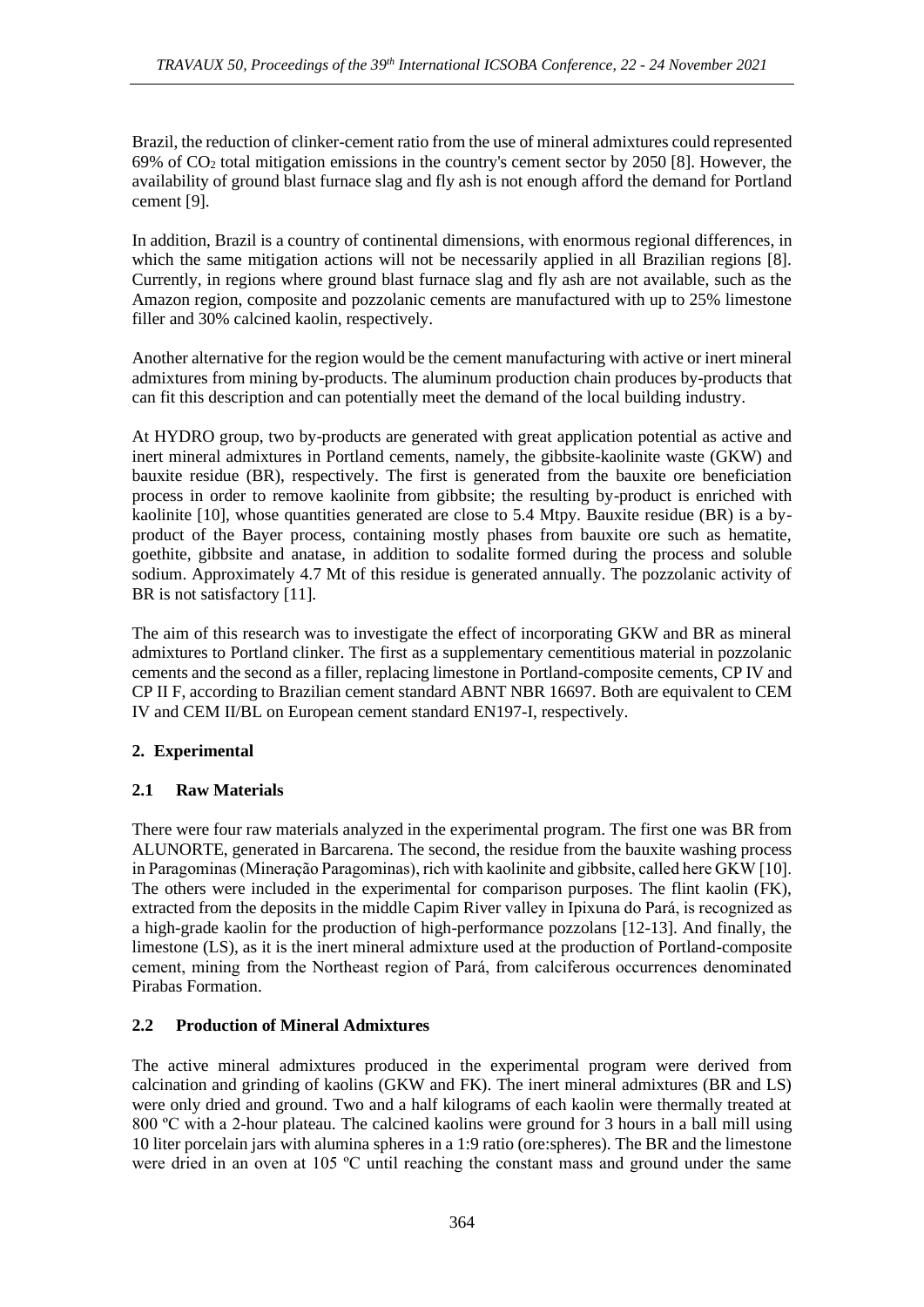Brazil, the reduction of clinker-cement ratio from the use of mineral admixtures could represented 69% of $CO_2$ total mitigation emissions in the country's cement sector by 2050 [8]. However, the availability of ground blast furnace slag and fly ash is not enough afford the demand for Portland cement [9].

In addition, Brazil is a country of continental dimensions, with enormous regional differences, in which the same mitigation actions will not be necessarily applied in all Brazilian regions [8]. Currently, in regions where ground blast furnace slag and fly ash are not available, such as the Amazon region, composite and pozzolanic cements are manufactured with up to 25% limestone filler and 30% calcined kaolin, respectively.

Another alternative for the region would be the cement manufacturing with active or inert mineral admixtures from mining by-products. The aluminum production chain produces by-products that can fit this description and can potentially meet the demand of the local building industry.

At HYDRO group, two by-products are generated with great application potential as active and inert mineral admixtures in Portland cements, namely, the gibbsite-kaolinite waste (GKW) and bauxite residue (BR), respectively. The first is generated from the bauxite ore beneficiation process in order to remove kaolinite from gibbsite; the resulting by-product is enriched with kaolinite [10], whose quantities generated are close to 5.4 Mtpy. Bauxite residue (BR) is a by-product of the Bayer process, containing mostly phases from bauxite ore such as hematite, goethite, gibbsite and anatase, in addition to sodalite formed during the process and soluble sodium. Approximately 4.7 Mt of this residue is generated annually. The pozzolanic activity of BR is not satisfactory [11].

The aim of this research was to investigate the effect of incorporating GKW and BR as mineral admixtures to Portland clinker. The first as a supplementary cementitious material in pozzolanic cements and the second as a filler, replacing limestone in Portland-composite cements, CP IV and CP II F, according to Brazilian cement standard ABNT NBR 16697. Both are equivalent to CEM IV and CEM II/BL on European cement standard EN197-I, respectively.

## 2. Experimental

### 2.1 Raw Materials

There were four raw materials analyzed in the experimental program. The first one was BR from ALUNORTE, generated in Barcarena. The second, the residue from the bauxite washing process in Paragominas (Mineração Paragominas), rich with kaolinite and gibbsite, called here GKW [10]. The others were included in the experimental for comparison purposes. The flint kaolin (FK), extracted from the deposits in the middle Capim River valley in Ipixuna do Pará, is recognized as a high-grade kaolin for the production of high-performance pozzolans [12-13]. And finally, the limestone (LS), as it is the inert mineral admixture used at the production of Portland-composite cement, mining from the Northeast region of Pará, from calciferous occurrences denominated Pirabas Formation.

### 2.2 Production of Mineral Admixtures

The active mineral admixtures produced in the experimental program were derived from calcination and grinding of kaolins (GKW and FK). The inert mineral admixtures (BR and LS) were only dried and ground. Two and a half kilograms of each kaolin were thermally treated at 800 ºC with a 2-hour plateau. The calcined kaolins were ground for 3 hours in a ball mill using 10 liter porcelain jars with alumina spheres in a 1:9 ratio (ore:spheres). The BR and the limestone were dried in an oven at 105 ºC until reaching the constant mass and ground under the same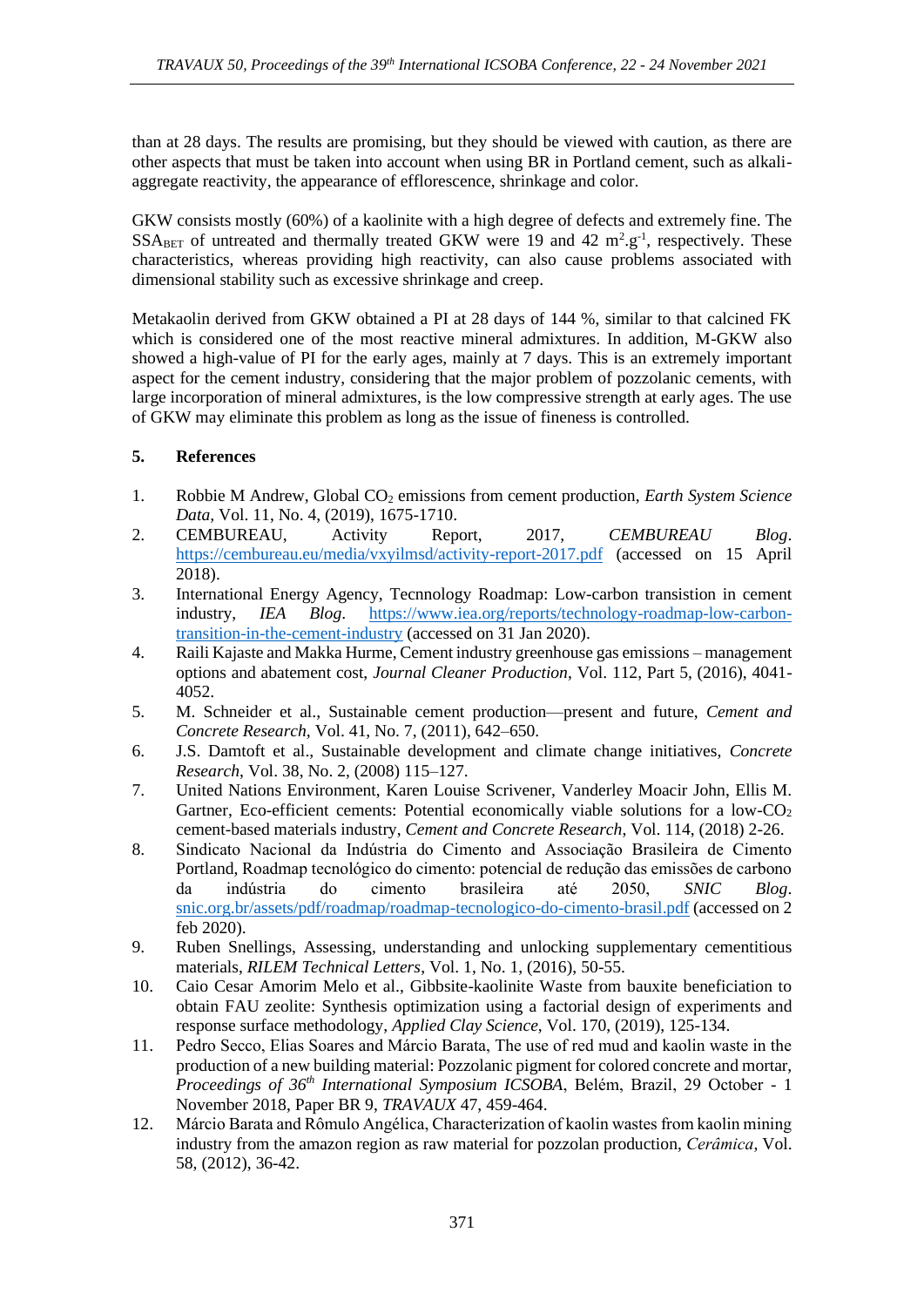than at 28 days. The results are promising, but they should be viewed with caution, as there are other aspects that must be taken into account when using BR in Portland cement, such as alkali-aggregate reactivity, the appearance of efflorescence, shrinkage and color.

GKW consists mostly (60%) of a kaolinite with a high degree of defects and extremely fine. The $SSA_{BET}$ of untreated and thermally treated GKW were 19 and 42 $m^2.g^{-1}$, respectively. These characteristics, whereas providing high reactivity, can also cause problems associated with dimensional stability such as excessive shrinkage and creep.

Metakaolin derived from GKW obtained a PI at 28 days of 144 %, similar to that calcined FK which is considered one of the most reactive mineral admixtures. In addition, M-GKW also showed a high-value of PI for the early ages, mainly at 7 days. This is an extremely important aspect for the cement industry, considering that the major problem of pozzolanic cements, with large incorporation of mineral admixtures, is the low compressive strength at early ages. The use of GKW may eliminate this problem as long as the issue of fineness is controlled.

## 5. References

1. Robbie M Andrew, Global $CO_2$ emissions from cement production, *Earth System Science Data*, Vol. 11, No. 4, (2019), 1675-1710.
2. CEMBUREAU, Activity Report, 2017, *CEMBUREAU Blog*. https://cembureau.eu/media/vxyilmsd/activity-report-2017.pdf (accessed on 15 April 2018).
3. International Energy Agency, Tecnnology Roadmap: Low-carbon transistion in cement industry, *IEA Blog*. https://www.iea.org/reports/technology-roadmap-low-carbon-transition-in-the-cement-industry (accessed on 31 Jan 2020).
4. Raili Kajaste and Makka Hurme, Cement industry greenhouse gas emissions – management options and abatement cost, *Journal Cleaner Production*, Vol. 112, Part 5, (2016), 4041-4052.
5. M. Schneider et al., Sustainable cement production—present and future, *Cement and Concrete Research*, Vol. 41, No. 7, (2011), 642–650.
6. J.S. Damtoft et al., Sustainable development and climate change initiatives, *Concrete Research*, Vol. 38, No. 2, (2008) 115–127.
7. United Nations Environment, Karen Louise Scrivener, Vanderley Moacir John, Ellis M. Gartner, Eco-efficient cements: Potential economically viable solutions for a low-$CO_2$ cement-based materials industry, *Cement and Concrete Research*, Vol. 114, (2018) 2-26.
8. Sindicato Nacional da Indústria do Cimento and Associação Brasileira de Cimento Portland, Roadmap tecnológico do cimento: potencial de redução das emissões de carbono da indústria do cimento brasileira até 2050, *SNIC Blog*. snic.org.br/assets/pdf/roadmap/roadmap-tecnologico-do-cimento-brasil.pdf (accessed on 2 feb 2020).
9. Ruben Snellings, Assessing, understanding and unlocking supplementary cementitious materials, *RILEM Technical Letters*, Vol. 1, No. 1, (2016), 50-55.
10. Caio Cesar Amorim Melo et al., Gibbsite-kaolinite Waste from bauxite beneficiation to obtain FAU zeolite: Synthesis optimization using a factorial design of experiments and response surface methodology, *Applied Clay Science*, Vol. 170, (2019), 125-134.
11. Pedro Secco, Elias Soares and Márcio Barata, The use of red mud and kaolin waste in the production of a new building material: Pozzolanic pigment for colored concrete and mortar, *Proceedings of 36th International Symposium ICSOBA*, Belém, Brazil, 29 October - 1 November 2018, Paper BR 9, *TRAVAUX* 47, 459-464.
12. Márcio Barata and Rômulo Angélica, Characterization of kaolin wastes from kaolin mining industry from the amazon region as raw material for pozzolan production, *Cerâmica*, Vol. 58, (2012), 36-42.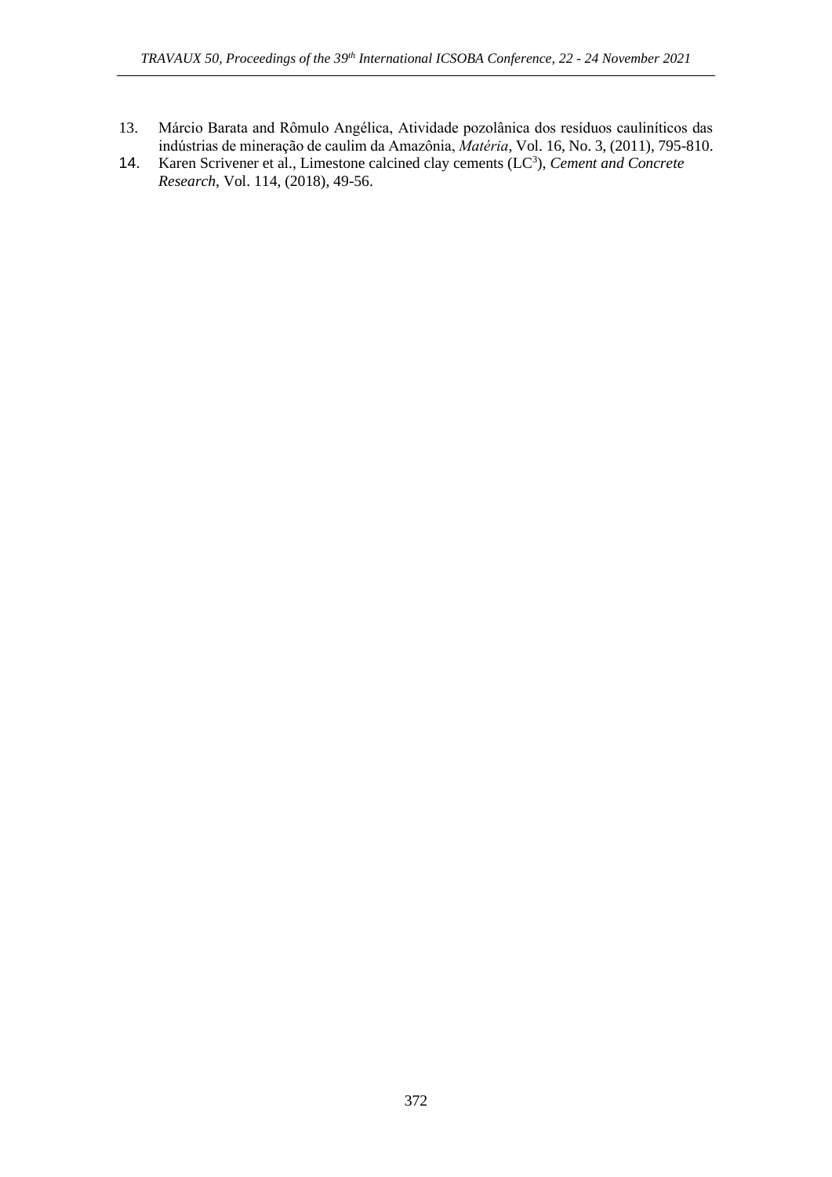13. Márcio Barata and Rômulo Angélica, Atividade pozolânica dos resíduos cauliníticos das indústrias de mineração de caulim da Amazônia, *Matéria*, Vol. 16, No. 3, (2011), 795-810.
14. Karen Scrivener et al., Limestone calcined clay cements ($LC^3$), *Cement and Concrete Research*, Vol. 114, (2018), 49-56.